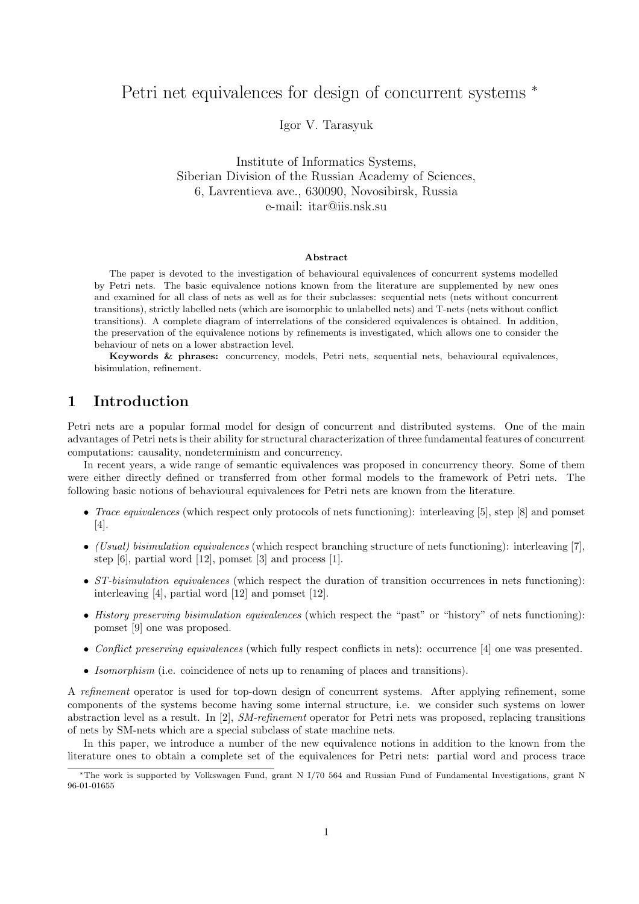# Petri net equivalences for design of concurrent systems *

Igor V. Tarasyuk

Institute of Informatics Systems,
Siberian Division of the Russian Academy of Sciences,
6, Lavrentieva ave., 630090, Novosibirsk, Russia
e-mail: itar@iis.nsk.su

**Abstract**

The paper is devoted to the investigation of behavioural equivalences of concurrent systems modelled by Petri nets. The basic equivalence notions known from the literature are supplemented by new ones and examined for all class of nets as well as for their subclasses: sequential nets (nets without concurrent transitions), strictly labelled nets (which are isomorphic to unlabelled nets) and T-nets (nets without conflict transitions). A complete diagram of interrelations of the considered equivalences is obtained. In addition, the preservation of the equivalence notions by refinements is investigated, which allows one to consider the behaviour of nets on a lower abstraction level.

**Keywords & phrases:** concurrency, models, Petri nets, sequential nets, behavioural equivalences, bisimulation, refinement.

## 1 Introduction

Petri nets are a popular formal model for design of concurrent and distributed systems. One of the main advantages of Petri nets is their ability for structural characterization of three fundamental features of concurrent computations: causality, nondeterminism and concurrency.

In recent years, a wide range of semantic equivalences was proposed in concurrency theory. Some of them were either directly defined or transferred from other formal models to the framework of Petri nets. The following basic notions of behavioural equivalences for Petri nets are known from the literature.

- *Trace equivalences* (which respect only protocols of nets functioning): interleaving [5], step [8] and pomset [4].
- *(Usual) bisimulation equivalences* (which respect branching structure of nets functioning): interleaving [7], step [6], partial word [12], pomset [3] and process [1].
- *ST-bisimulation equivalences* (which respect the duration of transition occurrences in nets functioning): interleaving [4], partial word [12] and pomset [12].
- *History preserving bisimulation equivalences* (which respect the "past" or "history" of nets functioning): pomset [9] one was proposed.
- *Conflict preserving equivalences* (which fully respect conflicts in nets): occurrence [4] one was presented.
- *Isomorphism* (i.e. coincidence of nets up to renaming of places and transitions).

A *refinement* operator is used for top-down design of concurrent systems. After applying refinement, some components of the systems become having some internal structure, i.e. we consider such systems on lower abstraction level as a result. In [2], *SM-refinement* operator for Petri nets was proposed, replacing transitions of nets by SM-nets which are a special subclass of state machine nets.

In this paper, we introduce a number of the new equivalence notions in addition to the known from the literature ones to obtain a complete set of the equivalences for Petri nets: partial word and process trace

*The work is supported by Volkswagen Fund, grant N I/70 564 and Russian Fund of Fundamental Investigations, grant N 96-01-01655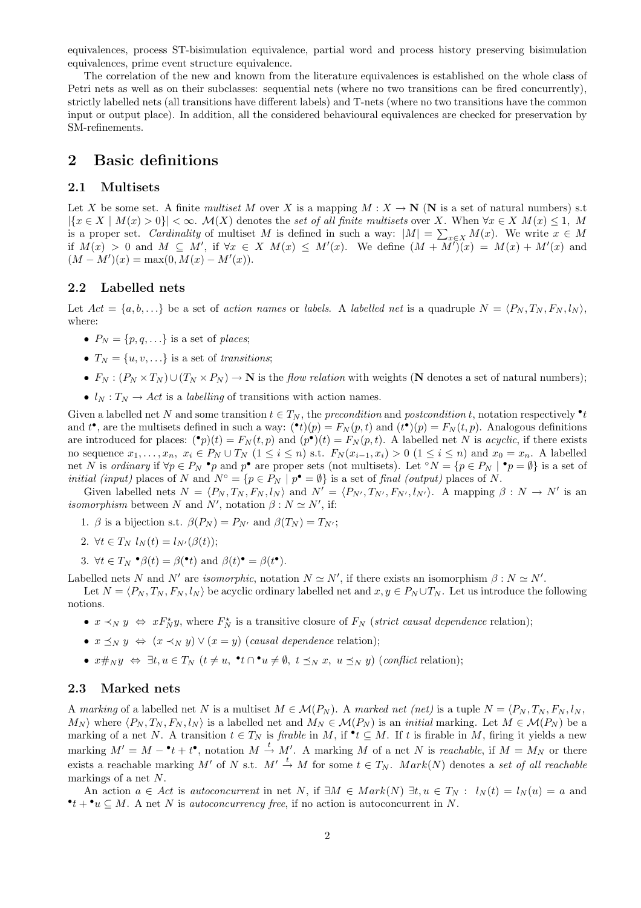equivalences, process ST-bisimulation equivalence, partial word and process history preserving bisimulation equivalences, prime event structure equivalence.

The correlation of the new and known from the literature equivalences is established on the whole class of Petri nets as well as on their subclasses: sequential nets (where no two transitions can be fired concurrently), strictly labelled nets (all transitions have different labels) and T-nets (where no two transitions have the common input or output place). In addition, all the considered behavioural equivalences are checked for preservation by SM-refinements.

## 2 Basic definitions

### 2.1 Multisets

Let $X$ be some set. A finite *multiset* $M$ over $X$ is a mapping $M : X \to \mathbf{N}$ ($\mathbf{N}$ is a set of natural numbers) s.t $|\{x \in X \mid M(x) > 0\}| < \infty$. $\mathcal{M}(X)$ denotes the *set of all finite multisets* over $X$. When $\forall x \in X\ M(x) \leq 1$, $M$ is a proper set. *Cardinality* of multiset $M$ is defined in such a way: $|M| = \sum_{x \in X} M(x)$. We write $x \in M$ if $M(x) > 0$ and $M \subseteq M'$, if $\forall x \in X\ M(x) \leq M'(x)$. We define $(M + M')(x) = M(x) + M'(x)$ and $(M - M')(x) = \max(0, M(x) - M'(x))$.

### 2.2 Labelled nets

Let $Act = \{a, b, \ldots\}$ be a set of *action names* or *labels*. A *labelled net* is a quadruple $N = \langle P_N, T_N, F_N, l_N \rangle$, where:

- $P_N = \{p, q, \ldots\}$ is a set of *places*;
- $T_N = \{u, v, \ldots\}$ is a set of *transitions*;
- $F_N : (P_N \times T_N) \cup (T_N \times P_N) \to \mathbf{N}$ is the *flow relation* with weights ($\mathbf{N}$ denotes a set of natural numbers);
- $l_N : T_N \to Act$ is a *labelling* of transitions with action names.

Given a labelled net $N$ and some transition $t \in T_N$, the *precondition* and *postcondition* $t$, notation respectively ${}^\bullet t$ and $t^\bullet$, are the multisets defined in such a way: $({}^\bullet t)(p) = F_N(p, t)$ and $(t^\bullet)(p) = F_N(t, p)$. Analogous definitions are introduced for places: $({}^\bullet p)(t) = F_N(t, p)$ and $(p^\bullet)(t) = F_N(p, t)$. A labelled net $N$ is *acyclic*, if there exists no sequence $x_1, \ldots, x_n,\ x_i \in P_N \cup T_N\ (1 \leq i \leq n)$ s.t. $F_N(x_{i-1}, x_i) > 0\ (1 \leq i \leq n)$ and $x_0 = x_n$. A labelled net $N$ is *ordinary* if $\forall p \in P_N\ {}^\bullet p$ and $p^\bullet$ are proper sets (not multisets). Let ${}^\circ N = \{p \in P_N \mid {}^\bullet p = \emptyset\}$ is a set of *initial (input)* places of $N$ and $N^\circ = \{p \in P_N \mid p^\bullet = \emptyset\}$ is a set of *final (output)* places of $N$.

Given labelled nets $N = \langle P_N, T_N, F_N, l_N \rangle$ and $N' = \langle P_{N'}, T_{N'}, F_{N'}, l_{N'} \rangle$. A mapping $\beta : N \to N'$ is an *isomorphism* between $N$ and $N'$, notation $\beta : N \simeq N'$, if:

1. $\beta$ is a bijection s.t. $\beta(P_N) = P_{N'}$ and $\beta(T_N) = T_{N'}$;
2. $\forall t \in T_N\ l_N(t) = l_{N'}(\beta(t))$;
3. $\forall t \in T_N\ {}^\bullet\beta(t) = \beta({}^\bullet t)$ and $\beta(t)^\bullet = \beta(t^\bullet)$.

Labelled nets $N$ and $N'$ are *isomorphic*, notation $N \simeq N'$, if there exists an isomorphism $\beta : N \simeq N'$.

Let $N = \langle P_N, T_N, F_N, l_N \rangle$ be acyclic ordinary labelled net and $x, y \in P_N \cup T_N$. Let us introduce the following notions.

- $x \prec_N y \ \Leftrightarrow\ x F_N^\star y$, where $F_N^\star$ is a transitive closure of $F_N$ (*strict causal dependence* relation);
- $x \preceq_N y \ \Leftrightarrow\ (x \prec_N y) \vee (x = y)$ (*causal dependence* relation);
- $x \#_N y \ \Leftrightarrow\ \exists t, u \in T_N\ (t \neq u,\ {}^\bullet t \cap {}^\bullet u \neq \emptyset,\ t \preceq_N x,\ u \preceq_N y)$ (*conflict* relation);

### 2.3 Marked nets

A *marking* of a labelled net $N$ is a multiset $M \in \mathcal{M}(P_N)$. A *marked net (net)* is a tuple $N = \langle P_N, T_N, F_N, l_N, M_N \rangle$ where $\langle P_N, T_N, F_N, l_N \rangle$ is a labelled net and $M_N \in \mathcal{M}(P_N)$ is an *initial* marking. Let $M \in \mathcal{M}(P_N)$ be a marking of a net $N$. A transition $t \in T_N$ is *firable* in $M$, if ${}^\bullet t \subseteq M$. If $t$ is firable in $M$, firing it yields a new marking $M' = M - {}^\bullet t + t^\bullet$, notation $M \xrightarrow{t} M'$. A marking $M$ of a net $N$ is *reachable*, if $M = M_N$ or there exists a reachable marking $M'$ of $N$ s.t. $M' \xrightarrow{t} M$ for some $t \in T_N$. $Mark(N)$ denotes a *set of all reachable* markings of a net $N$.

An action $a \in Act$ is *autoconcurrent* in net $N$, if $\exists M \in Mark(N)\ \exists t, u \in T_N :\ l_N(t) = l_N(u) = a$ and ${}^\bullet t + {}^\bullet u \subseteq M$. A net $N$ is *autoconcurrency free*, if no action is autoconcurrent in $N$.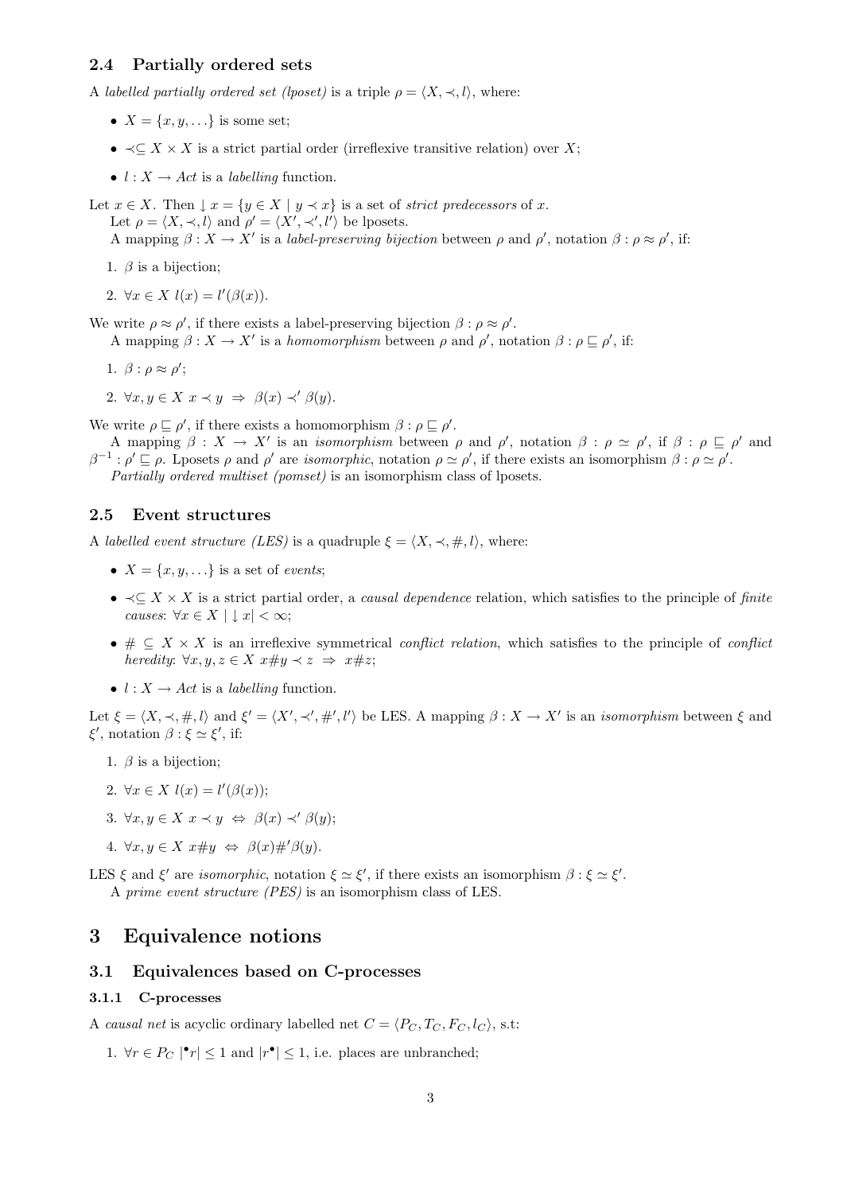### 2.4 Partially ordered sets

A *labelled partially ordered set (lposet)* is a triple $\rho = \langle X, \prec, l \rangle$, where:

- $X = \{x, y, \ldots\}$ is some set;
- $\prec \subseteq X \times X$ is a strict partial order (irreflexive transitive relation) over $X$;
- $l : X \to Act$ is a *labelling* function.

Let $x \in X$. Then $\downarrow x = \{y \in X \mid y \prec x\}$ is a set of *strict predecessors* of $x$.

Let $\rho = \langle X, \prec, l \rangle$ and $\rho' = \langle X', \prec', l' \rangle$ be lposets.

A mapping $\beta : X \to X'$ is a *label-preserving bijection* between $\rho$ and $\rho'$, notation $\beta : \rho \approx \rho'$, if:

1. $\beta$ is a bijection;
2. $\forall x \in X \; l(x) = l'(\beta(x))$.

We write $\rho \approx \rho'$, if there exists a label-preserving bijection $\beta : \rho \approx \rho'$.

A mapping $\beta : X \to X'$ is a *homomorphism* between $\rho$ and $\rho'$, notation $\beta : \rho \sqsubseteq \rho'$, if:

1. $\beta : \rho \approx \rho'$;
2. $\forall x, y \in X \; x \prec y \;\Rightarrow\; \beta(x) \prec' \beta(y)$.

We write $\rho \sqsubseteq \rho'$, if there exists a homomorphism $\beta : \rho \sqsubseteq \rho'$.

A mapping $\beta : X \to X'$ is an *isomorphism* between $\rho$ and $\rho'$, notation $\beta : \rho \simeq \rho'$, if $\beta : \rho \sqsubseteq \rho'$ and $\beta^{-1} : \rho' \sqsubseteq \rho$. Lposets $\rho$ and $\rho'$ are *isomorphic*, notation $\rho \simeq \rho'$, if there exists an isomorphism $\beta : \rho \simeq \rho'$.

*Partially ordered multiset (pomset)* is an isomorphism class of lposets.

### 2.5 Event structures

A *labelled event structure (LES)* is a quadruple $\xi = \langle X, \prec, \#, l \rangle$, where:

- $X = \{x, y, \ldots\}$ is a set of *events*;
- $\prec \subseteq X \times X$ is a strict partial order, a *causal dependence* relation, which satisfies to the principle of *finite causes*: $\forall x \in X \; |\downarrow x| < \infty$;
- $\# \subseteq X \times X$ is an irreflexive symmetrical *conflict relation*, which satisfies to the principle of *conflict heredity*: $\forall x, y, z \in X \; x \# y \prec z \;\Rightarrow\; x \# z$;
- $l : X \to Act$ is a *labelling* function.

Let $\xi = \langle X, \prec, \#, l \rangle$ and $\xi' = \langle X', \prec', \#', l' \rangle$ be LES. A mapping $\beta : X \to X'$ is an *isomorphism* between $\xi$ and $\xi'$, notation $\beta : \xi \simeq \xi'$, if:

1. $\beta$ is a bijection;
2. $\forall x \in X \; l(x) = l'(\beta(x))$;
3. $\forall x, y \in X \; x \prec y \;\Leftrightarrow\; \beta(x) \prec' \beta(y)$;
4. $\forall x, y \in X \; x \# y \;\Leftrightarrow\; \beta(x) \#' \beta(y)$.

LES $\xi$ and $\xi'$ are *isomorphic*, notation $\xi \simeq \xi'$, if there exists an isomorphism $\beta : \xi \simeq \xi'$.

A *prime event structure (PES)* is an isomorphism class of LES.

# 3 Equivalence notions

## 3.1 Equivalences based on C-processes

#### 3.1.1 C-processes

A *causal net* is acyclic ordinary labelled net $C = \langle P_C, T_C, F_C, l_C \rangle$, s.t:

1. $\forall r \in P_C \; |{}^\bullet r| \leq 1$ and $|r^\bullet| \leq 1$, i.e. places are unbranched;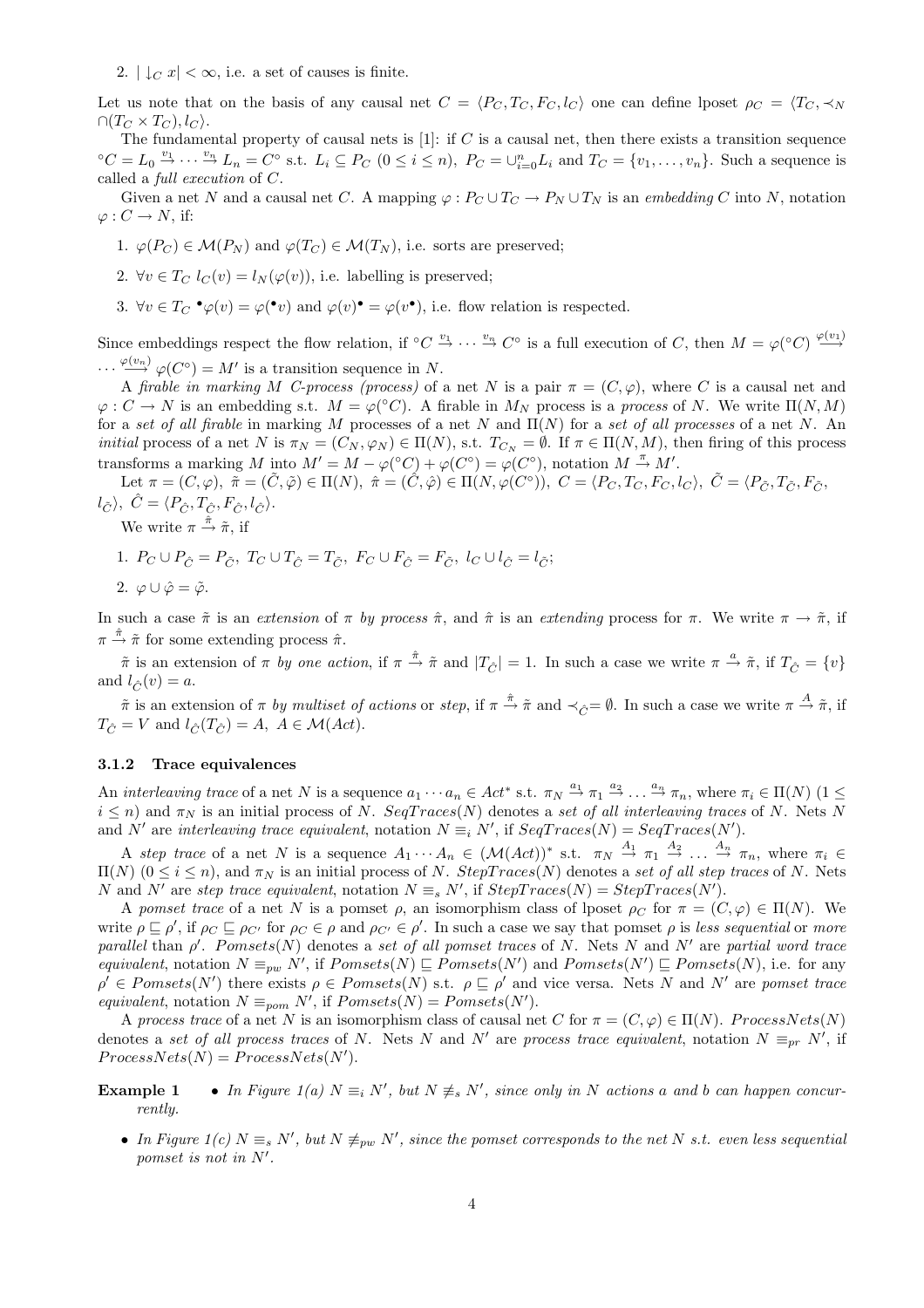2. $|\downarrow_C x| < \infty$, i.e. a set of causes is finite.

Let us note that on the basis of any causal net $C = \langle P_C, T_C, F_C, l_C\rangle$ one can define lposet $\rho_C = \langle T_C, \prec_N \cap (T_C \times T_C), l_C\rangle$.

The fundamental property of causal nets is [1]: if $C$ is a causal net, then there exists a transition sequence ${}^\circ C = L_0 \stackrel{v_1}{\to} \cdots \stackrel{v_n}{\to} L_n = C^\circ$ s.t. $L_i \subseteq P_C$ $(0 \le i \le n)$, $P_C = \cup_{i=0}^n L_i$ and $T_C = \{v_1, \ldots, v_n\}$. Such a sequence is called a *full execution* of $C$.

Given a net $N$ and a causal net $C$. A mapping $\varphi : P_C \cup T_C \to P_N \cup T_N$ is an *embedding* $C$ into $N$, notation $\varphi : C \to N$, if:

1. $\varphi(P_C) \in \mathcal{M}(P_N)$ and $\varphi(T_C) \in \mathcal{M}(T_N)$, i.e. sorts are preserved;
2. $\forall v \in T_C\ l_C(v) = l_N(\varphi(v))$, i.e. labelling is preserved;
3. $\forall v \in T_C\ {}^\bullet\varphi(v) = \varphi({}^\bullet v)$ and $\varphi(v)^\bullet = \varphi(v^\bullet)$, i.e. flow relation is respected.

Since embeddings respect the flow relation, if ${}^\circ C \stackrel{v_1}{\to} \cdots \stackrel{v_n}{\to} C^\circ$ is a full execution of $C$, then $M = \varphi({}^\circ C) \stackrel{\varphi(v_1)}{\longrightarrow} \cdots \stackrel{\varphi(v_n)}{\longrightarrow} \varphi(C^\circ) = M'$ is a transition sequence in $N$.

A *firable in marking $M$ $C$-process (process)* of a net $N$ is a pair $\pi = (C, \varphi)$, where $C$ is a causal net and $\varphi : C \to N$ is an embedding s.t. $M = \varphi({}^\circ C)$. A firable in $M_N$ process is a *process* of $N$. We write $\Pi(N, M)$ for a *set of all firable* in marking $M$ processes of a net $N$ and $\Pi(N)$ for a *set of all processes* of a net $N$. An *initial* process of a net $N$ is $\pi_N = (C_N, \varphi_N) \in \Pi(N)$, s.t. $T_{C_N} = \emptyset$. If $\pi \in \Pi(N, M)$, then firing of this process transforms a marking $M$ into $M' = M - \varphi({}^\circ C) + \varphi(C^\circ) = \varphi(C^\circ)$, notation $M \stackrel{\pi}{\to} M'$.

Let $\pi = (C, \varphi),\ \tilde{\pi} = (\tilde{C}, \tilde{\varphi}) \in \Pi(N),\ \hat{\pi} = (\hat{C}, \hat{\varphi}) \in \Pi(N, \varphi(C^\circ)),\ C = \langle P_C, T_C, F_C, l_C\rangle,\ \tilde{C} = \langle P_{\tilde{C}}, T_{\tilde{C}}, F_{\tilde{C}}, l_{\tilde{C}}\rangle,\ \hat{C} = \langle P_{\hat{C}}, T_{\hat{C}}, F_{\hat{C}}, l_{\hat{C}}\rangle$.

We write $\pi \stackrel{\hat{\pi}}{\to} \tilde{\pi}$, if

1. $P_C \cup P_{\hat{C}} = P_{\tilde{C}},\ T_C \cup T_{\hat{C}} = T_{\tilde{C}},\ F_C \cup F_{\hat{C}} = F_{\tilde{C}},\ l_C \cup l_{\hat{C}} = l_{\tilde{C}}$;
2. $\varphi \cup \hat{\varphi} = \tilde{\varphi}$.

In such a case $\tilde{\pi}$ is an *extension* of $\pi$ *by process* $\hat{\pi}$, and $\hat{\pi}$ is an *extending* process for $\pi$. We write $\pi \to \tilde{\pi}$, if $\pi \stackrel{\hat{\pi}}{\to} \tilde{\pi}$ for some extending process $\hat{\pi}$.

$\tilde{\pi}$ is an extension of $\pi$ *by one action*, if $\pi \stackrel{\hat{\pi}}{\to} \tilde{\pi}$ and $|T_{\hat{C}}| = 1$. In such a case we write $\pi \stackrel{a}{\to} \tilde{\pi}$, if $T_{\hat{C}} = \{v\}$ and $l_{\hat{C}}(v) = a$.

$\tilde{\pi}$ is an extension of $\pi$ *by multiset of actions* or *step*, if $\pi \stackrel{\hat{\pi}}{\to} \tilde{\pi}$ and $\prec_{\hat{C}} = \emptyset$. In such a case we write $\pi \stackrel{A}{\to} \tilde{\pi}$, if $T_{\hat{C}} = V$ and $l_{\hat{C}}(T_{\hat{C}}) = A,\ A \in \mathcal{M}(Act)$.

### 3.1.2 Trace equivalences

An *interleaving trace* of a net $N$ is a sequence $a_1 \cdots a_n \in Act^*$ s.t. $\pi_N \stackrel{a_1}{\to} \pi_1 \stackrel{a_2}{\to} \ldots \stackrel{a_n}{\to} \pi_n$, where $\pi_i \in \Pi(N)$ $(1 \le i \le n)$ and $\pi_N$ is an initial process of $N$. $SeqTraces(N)$ denotes a *set of all interleaving traces* of $N$. Nets $N$ and $N'$ are *interleaving trace equivalent*, notation $N \equiv_i N'$, if $SeqTraces(N) = SeqTraces(N')$.

A *step trace* of a net $N$ is a sequence $A_1 \cdots A_n \in (\mathcal{M}(Act))^*$ s.t. $\pi_N \stackrel{A_1}{\to} \pi_1 \stackrel{A_2}{\to} \ldots \stackrel{A_n}{\to} \pi_n$, where $\pi_i \in \Pi(N)$ $(0 \le i \le n)$, and $\pi_N$ is an initial process of $N$. $StepTraces(N)$ denotes a *set of all step traces* of $N$. Nets $N$ and $N'$ are *step trace equivalent*, notation $N \equiv_s N'$, if $StepTraces(N) = StepTraces(N')$.

A *pomset trace* of a net $N$ is a pomset $\rho$, an isomorphism class of lposet $\rho_C$ for $\pi = (C, \varphi) \in \Pi(N)$. We write $\rho \sqsubseteq \rho'$, if $\rho_C \sqsubseteq \rho_{C'}$ for $\rho_C \in \rho$ and $\rho_{C'} \in \rho'$. In such a case we say that pomset $\rho$ is *less sequential* or *more parallel* than $\rho'$. $Pomsets(N)$ denotes a *set of all pomset traces* of $N$. Nets $N$ and $N'$ are *partial word trace equivalent*, notation $N \equiv_{pw} N'$, if $Pomsets(N) \sqsubseteq Pomsets(N')$ and $Pomsets(N') \sqsubseteq Pomsets(N)$, i.e. for any $\rho' \in Pomsets(N')$ there exists $\rho \in Pomsets(N)$ s.t. $\rho \sqsubseteq \rho'$ and vice versa. Nets $N$ and $N'$ are *pomset trace equivalent*, notation $N \equiv_{pom} N'$, if $Pomsets(N) = Pomsets(N')$.

A *process trace* of a net $N$ is an isomorphism class of causal net $C$ for $\pi = (C, \varphi) \in \Pi(N)$. $ProcessNets(N)$ denotes a *set of all process traces* of $N$. Nets $N$ and $N'$ are *process trace equivalent*, notation $N \equiv_{pr} N'$, if $ProcessNets(N) = ProcessNets(N')$.

**Example 1**

- *In Figure 1(a) $N \equiv_i N'$, but $N \not\equiv_s N'$, since only in $N$ actions $a$ and $b$ can happen concurrently.*
- *In Figure 1(c) $N \equiv_s N'$, but $N \not\equiv_{pw} N'$, since the pomset corresponds to the net $N$ s.t. even less sequential pomset is not in $N'$.*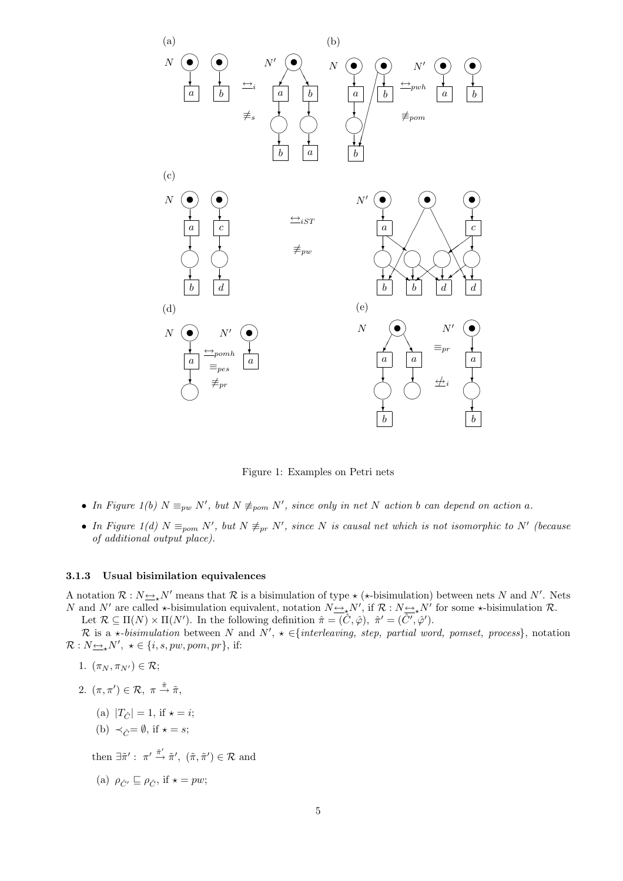Figure 1: Examples on Petri nets

- *In Figure 1(b) $N \equiv_{pw} N'$, but $N \not\equiv_{pom} N'$, since only in net $N$ action $b$ can depend on action $a$.*
- *In Figure 1(d) $N \equiv_{pom} N'$, but $N \not\equiv_{pr} N'$, since $N$ is causal net which is not isomorphic to $N'$ (because of additional output place).*

### 3.1.3 Usual bisimilation equivalences

A notation $\mathcal{R} : N \underline{\leftrightarrow}_\star N'$ means that $\mathcal{R}$ is a bisimulation of type $\star$ ($\star$-bisimulation) between nets $N$ and $N'$. Nets $N$ and $N'$ are called $\star$-bisimulation equivalent, notation $N \underline{\leftrightarrow}_\star N'$, if $\mathcal{R} : N \underline{\leftrightarrow}_\star N'$ for some $\star$-bisimulation $\mathcal{R}$.

Let $\mathcal{R} \subseteq \Pi(N) \times \Pi(N')$. In the following definition $\hat{\pi} = (\hat{C}, \hat{\varphi}),\ \hat{\pi}' = (\hat{C}', \hat{\varphi}')$.

$\mathcal{R}$ is a *$\star$-bisimulation* between $N$ and $N'$, $\star \in$\{*interleaving, step, partial word, pomset, process*\}, notation $\mathcal{R} : N \underline{\leftrightarrow}_\star N'$, $\star \in \{i, s, pw, pom, pr\}$, if:

1. $(\pi_N, \pi_{N'}) \in \mathcal{R}$;
2. $(\pi, \pi') \in \mathcal{R},\ \pi \xrightarrow{\hat{\pi}} \tilde{\pi}$,

   (a) $|T_{\hat{C}}| = 1$, if $\star = i$;

   (b) $\prec_{\hat{C}} = \emptyset$, if $\star = s$;

   then $\exists \tilde{\pi}' :\ \pi' \xrightarrow{\hat{\pi}'} \tilde{\pi}',\ (\tilde{\pi}, \tilde{\pi}') \in \mathcal{R}$ and

   (a) $\rho_{\hat{C}'} \sqsubseteq \rho_{\hat{C}}$, if $\star = pw$;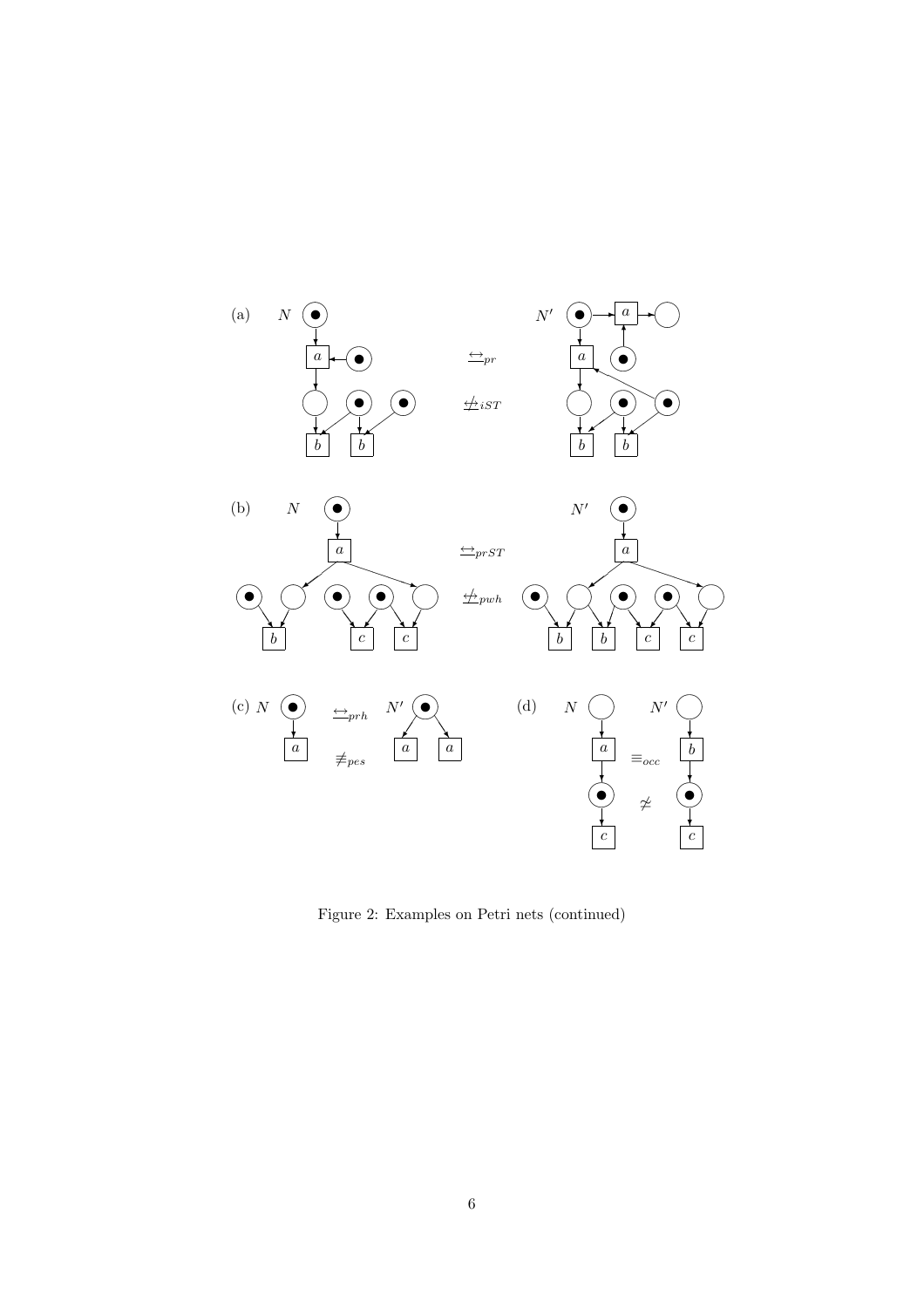Figure 2: Examples on Petri nets (continued)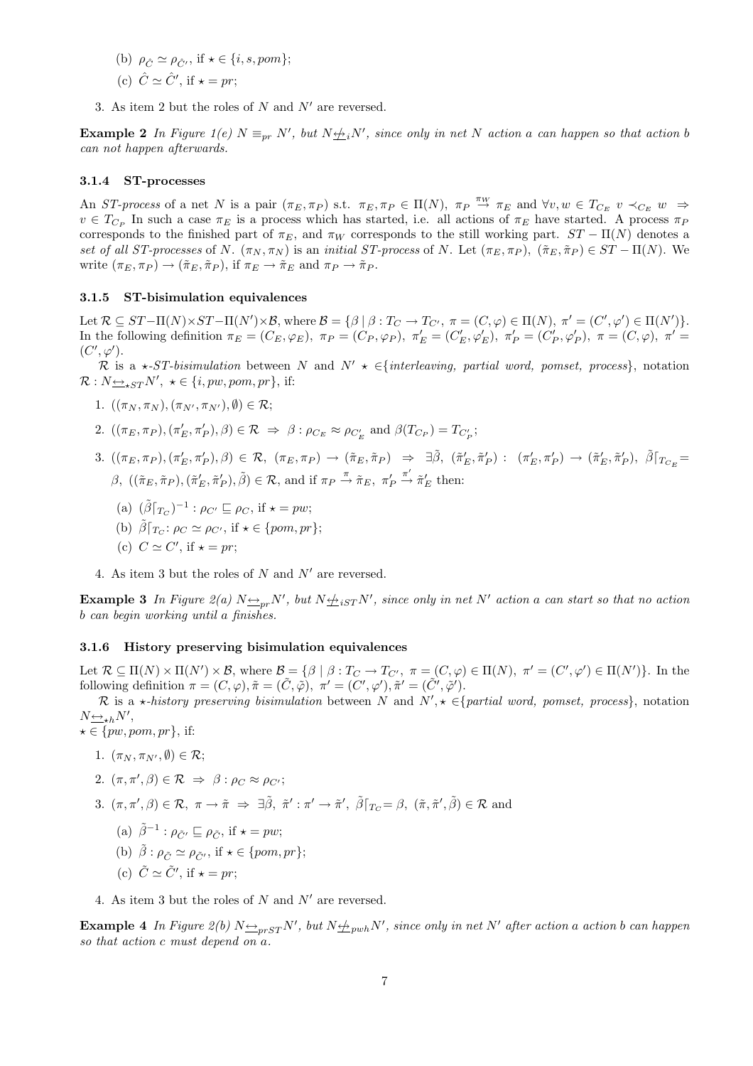(b) $\rho_{\hat{C}} \simeq \rho_{\hat{C}'}$, if $\star \in \{i, s, pom\}$;

(c) $\hat{C} \simeq \hat{C}'$, if $\star = pr$;

3. As item 2 but the roles of $N$ and $N'$ are reversed.

**Example 2** *In Figure 1(e) $N \equiv_{pr} N'$, but $N \not\underline{\leftrightarrow}_i N'$, since only in net $N$ action $a$ can happen so that action $b$ can not happen afterwards.*

### 3.1.4 ST-processes

An *ST-process* of a net $N$ is a pair $(\pi_E, \pi_P)$ s.t. $\pi_E, \pi_P \in \Pi(N)$, $\pi_P \xrightarrow{\pi_W} \pi_E$ and $\forall v, w \in T_{C_E}\ v \prec_{C_E} w \Rightarrow v \in T_{C_P}$ In such a case $\pi_E$ is a process which has started, i.e. all actions of $\pi_E$ have started. A process $\pi_P$ corresponds to the finished part of $\pi_E$, and $\pi_W$ corresponds to the still working part. $ST - \Pi(N)$ denotes a *set of all ST-processes* of $N$. $(\pi_N, \pi_N)$ is an *initial ST-process* of $N$. Let $(\pi_E, \pi_P)$, $(\tilde{\pi}_E, \tilde{\pi}_P) \in ST - \Pi(N)$. We write $(\pi_E, \pi_P) \to (\tilde{\pi}_E, \tilde{\pi}_P)$, if $\pi_E \to \tilde{\pi}_E$ and $\pi_P \to \tilde{\pi}_P$.

### 3.1.5 ST-bisimulation equivalences

Let $\mathcal{R} \subseteq ST-\Pi(N) \times ST-\Pi(N') \times \mathcal{B}$, where $\mathcal{B} = \{\beta \mid \beta : T_C \to T_{C'},\ \pi = (C, \varphi) \in \Pi(N),\ \pi' = (C', \varphi') \in \Pi(N')\}$. In the following definition $\pi_E = (C_E, \varphi_E),\ \pi_P = (C_P, \varphi_P),\ \pi'_E = (C'_E, \varphi'_E),\ \pi'_P = (C'_P, \varphi'_P),\ \pi = (C, \varphi),\ \pi' = (C', \varphi')$.

$\mathcal{R}$ is a $\star$*-ST-bisimulation* between $N$ and $N'$ $\star \in$\{*interleaving, partial word, pomset, process*\}, notation $\mathcal{R} : N \underline{\leftrightarrow}_{\star ST} N'$, $\star \in \{i, pw, pom, pr\}$, if:

1. $((\pi_N, \pi_N), (\pi_{N'}, \pi_{N'}), \emptyset) \in \mathcal{R}$;
2. $((\pi_E, \pi_P), (\pi'_E, \pi'_P), \beta) \in \mathcal{R} \Rightarrow \beta : \rho_{C_E} \approx \rho_{C'_E}$ and $\beta(T_{C_P}) = T_{C'_P}$;
3. $((\pi_E, \pi_P), (\pi'_E, \pi'_P), \beta) \in \mathcal{R},\ (\pi_E, \pi_P) \to (\tilde{\pi}_E, \tilde{\pi}_P) \Rightarrow \exists \tilde{\beta},\ (\tilde{\pi}'_E, \tilde{\pi}'_P) :\ (\pi'_E, \pi'_P) \to (\tilde{\pi}'_E, \tilde{\pi}'_P),\ \tilde{\beta}\lceil_{T_{C_E}} = \beta,\ ((\tilde{\pi}_E, \tilde{\pi}_P), (\tilde{\pi}'_E, \tilde{\pi}'_P), \tilde{\beta}) \in \mathcal{R}$, and if $\pi_P \xrightarrow{\pi} \tilde{\pi}_E,\ \pi'_P \xrightarrow{\pi'} \tilde{\pi}'_E$ then:
   (a) $(\tilde{\beta}\lceil_{T_C})^{-1} : \rho_{C'} \sqsubseteq \rho_C$, if $\star = pw$;
   (b) $\tilde{\beta}\lceil_{T_C} : \rho_C \simeq \rho_{C'}$, if $\star \in \{pom, pr\}$;
   (c) $C \simeq C'$, if $\star = pr$;
4. As item 3 but the roles of $N$ and $N'$ are reversed.

**Example 3** *In Figure 2(a) $N \underline{\leftrightarrow}_{pr} N'$, but $N \not\underline{\leftrightarrow}_{iST} N'$, since only in net $N'$ action $a$ can start so that no action $b$ can begin working until $a$ finishes.*

### 3.1.6 History preserving bisimulation equivalences

Let $\mathcal{R} \subseteq \Pi(N) \times \Pi(N') \times \mathcal{B}$, where $\mathcal{B} = \{\beta \mid \beta : T_C \to T_{C'},\ \pi = (C, \varphi) \in \Pi(N),\ \pi' = (C', \varphi') \in \Pi(N')\}$. In the following definition $\pi = (C, \varphi), \tilde{\pi} = (\tilde{C}, \tilde{\varphi}),\ \pi' = (C', \varphi'), \tilde{\pi}' = (\tilde{C}', \tilde{\varphi}')$.

$\mathcal{R}$ is a $\star$*-history preserving bisimulation* between $N$ and $N', \star \in$\{*partial word, pomset, process*\}, notation $N \underline{\leftrightarrow}_{\star h} N'$,
$\star \in \{pw, pom, pr\}$, if:

1. $(\pi_N, \pi_{N'}, \emptyset) \in \mathcal{R}$;
2. $(\pi, \pi', \beta) \in \mathcal{R} \Rightarrow \beta : \rho_C \approx \rho_{C'}$;
3. $(\pi, \pi', \beta) \in \mathcal{R},\ \pi \to \tilde{\pi} \Rightarrow \exists \tilde{\beta},\ \tilde{\pi}' : \pi' \to \tilde{\pi}',\ \tilde{\beta}\lceil_{T_C} = \beta,\ (\tilde{\pi}, \tilde{\pi}', \tilde{\beta}) \in \mathcal{R}$ and
   (a) $\tilde{\beta}^{-1} : \rho_{\tilde{C}'} \sqsubseteq \rho_{\tilde{C}}$, if $\star = pw$;
   (b) $\tilde{\beta} : \rho_{\tilde{C}} \simeq \rho_{\tilde{C}'}$, if $\star \in \{pom, pr\}$;
   (c) $\tilde{C} \simeq \tilde{C}'$, if $\star = pr$;
4. As item 3 but the roles of $N$ and $N'$ are reversed.

**Example 4** *In Figure 2(b) $N \underline{\leftrightarrow}_{prST} N'$, but $N \not\underline{\leftrightarrow}_{pwh} N'$, since only in net $N'$ after action $a$ action $b$ can happen so that action $c$ must depend on $a$.*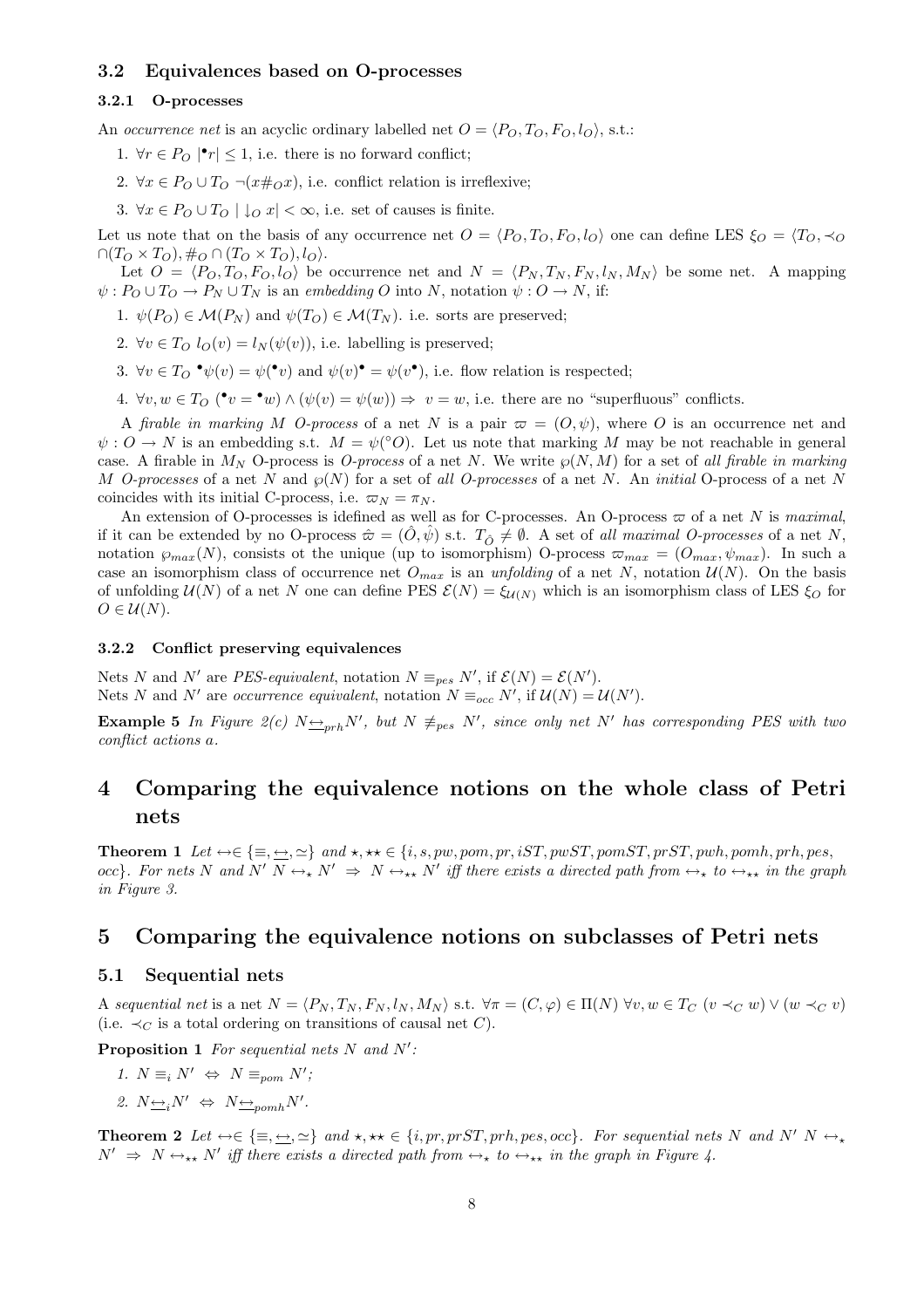### 3.2 Equivalences based on O-processes

#### 3.2.1 O-processes

An *occurrence net* is an acyclic ordinary labelled net $O = \langle P_O, T_O, F_O, l_O \rangle$, s.t.:

1. $\forall r \in P_O \; |^\bullet r| \leq 1$, i.e. there is no forward conflict;
2. $\forall x \in P_O \cup T_O \; \neg(x \#_O x)$, i.e. conflict relation is irreflexive;
3. $\forall x \in P_O \cup T_O \; | \downarrow_O x| < \infty$, i.e. set of causes is finite.

Let us note that on the basis of any occurrence net $O = \langle P_O, T_O, F_O, l_O \rangle$ one can define LES $\xi_O = \langle T_O, \prec_O \cap (T_O \times T_O), \#_O \cap (T_O \times T_O), l_O \rangle$.

Let $O = \langle P_O, T_O, F_O, l_O \rangle$ be occurrence net and $N = \langle P_N, T_N, F_N, l_N, M_N \rangle$ be some net. A mapping $\psi : P_O \cup T_O \to P_N \cup T_N$ is an *embedding* $O$ into $N$, notation $\psi : O \to N$, if:

1. $\psi(P_O) \in \mathcal{M}(P_N)$ and $\psi(T_O) \in \mathcal{M}(T_N)$. i.e. sorts are preserved;
2. $\forall v \in T_O \; l_O(v) = l_N(\psi(v))$, i.e. labelling is preserved;
3. $\forall v \in T_O \; ^\bullet\psi(v) = \psi(^\bullet v)$ and $\psi(v)^\bullet = \psi(v^\bullet)$, i.e. flow relation is respected;
4. $\forall v, w \in T_O \; (^\bullet v = {^\bullet w}) \wedge (\psi(v) = \psi(w)) \Rightarrow \; v = w$, i.e. there are no "superfluous" conflicts.

A *firable in marking M O-process* of a net $N$ is a pair $\varpi = (O, \psi)$, where $O$ is an occurrence net and $\psi : O \to N$ is an embedding s.t. $M = \psi(^\circ O)$. Let us note that marking $M$ may be not reachable in general case. A firable in $M_N$ O-process is *O-process* of a net $N$. We write $\wp(N, M)$ for a set of *all firable in marking M O-processes* of a net $N$ and $\wp(N)$ for a set of *all O-processes* of a net $N$. An *initial* O-process of a net $N$ coincides with its initial C-process, i.e. $\varpi_N = \pi_N$.

An extension of O-processes is idefined as well as for C-processes. An O-process $\varpi$ of a net $N$ is *maximal*, if it can be extended by no O-process $\hat{\varpi} = (\hat{O}, \hat{\psi})$ s.t. $T_{\hat{O}} \neq \emptyset$. A set of *all maximal O-processes* of a net $N$, notation $\wp_{max}(N)$, consists ot the unique (up to isomorphism) O-process $\varpi_{max} = (O_{max}, \psi_{max})$. In such a case an isomorphism class of occurrence net $O_{max}$ is an *unfolding* of a net $N$, notation $\mathcal{U}(N)$. On the basis of unfolding $\mathcal{U}(N)$ of a net $N$ one can define PES $\mathcal{E}(N) = \xi_{\mathcal{U}(N)}$ which is an isomorphism class of LES $\xi_O$ for $O \in \mathcal{U}(N)$.

#### 3.2.2 Conflict preserving equivalences

Nets $N$ and $N'$ are *PES-equivalent*, notation $N \equiv_{pes} N'$, if $\mathcal{E}(N) = \mathcal{E}(N')$.
Nets $N$ and $N'$ are *occurrence equivalent*, notation $N \equiv_{occ} N'$, if $\mathcal{U}(N) = \mathcal{U}(N')$.

**Example 5** *In Figure 2(c) $N \underline{\leftrightarrow}_{prh} N'$, but $N \not\equiv_{pes} N'$, since only net $N'$ has corresponding PES with two conflict actions $a$.*

# 4 Comparing the equivalence notions on the whole class of Petri nets

**Theorem 1** *Let $\leftrightarrow \in \{\equiv, \underline{\leftrightarrow}, \simeq\}$ and $\star, \star\star \in \{i, s, pw, pom, pr, iST, pwST, pomST, prST, pwh, pomh, prh, pes, occ\}$. For nets $N$ and $N'$ $N \leftrightarrow_\star N' \;\Rightarrow\; N \leftrightarrow_{\star\star} N'$ iff there exists a directed path from $\leftrightarrow_\star$ to $\leftrightarrow_{\star\star}$ in the graph in Figure 3.*

# 5 Comparing the equivalence notions on subclasses of Petri nets

## 5.1 Sequential nets

A *sequential net* is a net $N = \langle P_N, T_N, F_N, l_N, M_N \rangle$ s.t. $\forall \pi = (C, \varphi) \in \Pi(N) \; \forall v, w \in T_C \; (v \prec_C w) \vee (w \prec_C v)$ (i.e. $\prec_C$ is a total ordering on transitions of causal net $C$).

**Proposition 1** *For sequential nets $N$ and $N'$:*

1. $N \equiv_i N' \;\Leftrightarrow\; N \equiv_{pom} N'$;
2. $N \underline{\leftrightarrow}_i N' \;\Leftrightarrow\; N \underline{\leftrightarrow}_{pomh} N'$.

**Theorem 2** *Let $\leftrightarrow \in \{\equiv, \underline{\leftrightarrow}, \simeq\}$ and $\star, \star\star \in \{i, pr, prST, prh, pes, occ\}$. For sequential nets $N$ and $N'$ $N \leftrightarrow_\star N' \;\Rightarrow\; N \leftrightarrow_{\star\star} N'$ iff there exists a directed path from $\leftrightarrow_\star$ to $\leftrightarrow_{\star\star}$ in the graph in Figure 4.*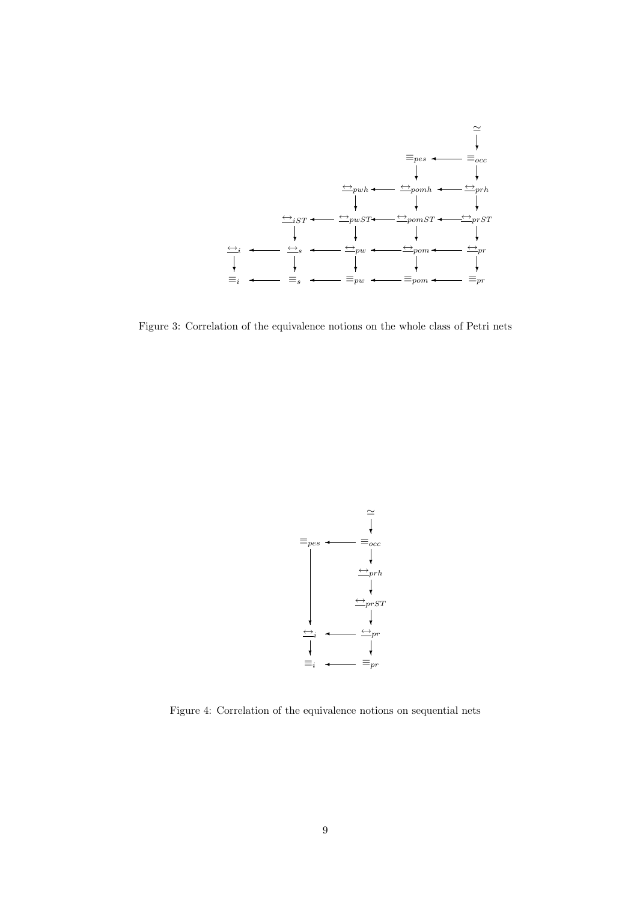Figure 3: Correlation of the equivalence notions on the whole class of Petri nets

Figure 4: Correlation of the equivalence notions on sequential nets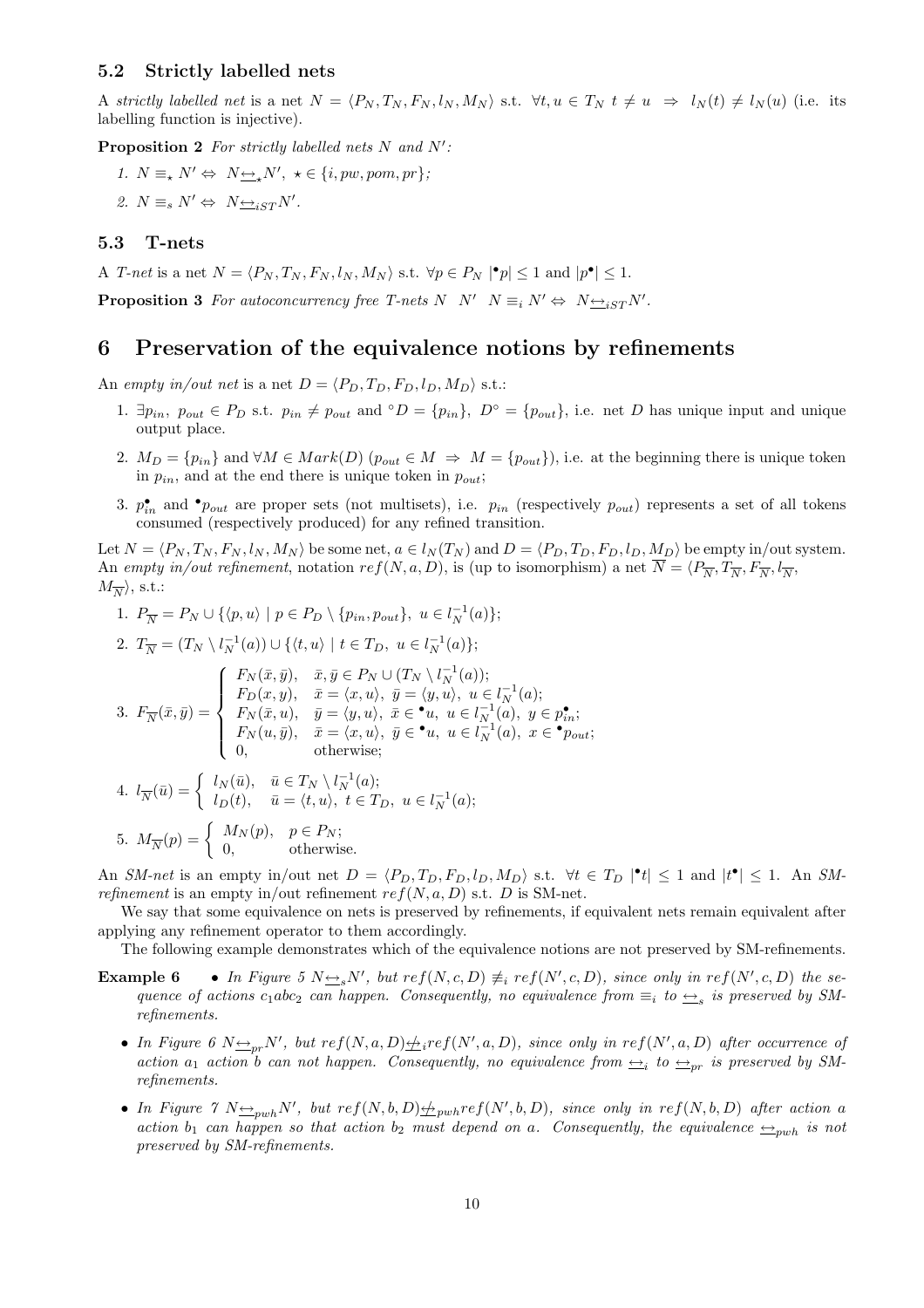### 5.2 Strictly labelled nets

A *strictly labelled net* is a net $N = \langle P_N, T_N, F_N, l_N, M_N\rangle$ s.t. $\forall t, u \in T_N\ t \neq u \ \Rightarrow\ l_N(t) \neq l_N(u)$ (i.e. its labelling function is injective).

**Proposition 2** *For strictly labelled nets $N$ and $N'$:*

1. $N \equiv_\star N' \Leftrightarrow N \underline{\leftrightarrow}_\star N',\ \star \in \{i, pw, pom, pr\}$*;*
2. $N \equiv_s N' \Leftrightarrow N \underline{\leftrightarrow}_{iST} N'$*.*

### 5.3 T-nets

A *T-net* is a net $N = \langle P_N, T_N, F_N, l_N, M_N\rangle$ s.t. $\forall p \in P_N\ |{}^\bullet p| \leq 1$ and $|p^\bullet| \leq 1$.

**Proposition 3** *For autoconcurrency free T-nets $N$ $N'$ $N \equiv_i N' \Leftrightarrow N \underline{\leftrightarrow}_{iST} N'$.*

## 6 Preservation of the equivalence notions by refinements

An *empty in/out net* is a net $D = \langle P_D, T_D, F_D, l_D, M_D\rangle$ s.t.:

1. $\exists p_{in},\ p_{out} \in P_D$ s.t. $p_{in} \neq p_{out}$ and ${}^\circ D = \{p_{in}\},\ D^\circ = \{p_{out}\}$, i.e. net $D$ has unique input and unique output place.
2. $M_D = \{p_{in}\}$ and $\forall M \in Mark(D)\ (p_{out} \in M \ \Rightarrow\ M = \{p_{out}\})$, i.e. at the beginning there is unique token in $p_{in}$, and at the end there is unique token in $p_{out}$;
3. $p_{in}^\bullet$ and ${}^\bullet p_{out}$ are proper sets (not multisets), i.e. $p_{in}$ (respectively $p_{out}$) represents a set of all tokens consumed (respectively produced) for any refined transition.

Let $N = \langle P_N, T_N, F_N, l_N, M_N\rangle$ be some net, $a \in l_N(T_N)$ and $D = \langle P_D, T_D, F_D, l_D, M_D\rangle$ be empty in/out system. An *empty in/out refinement*, notation $ref(N, a, D)$, is (up to isomorphism) a net $\overline{N} = \langle P_{\overline{N}}, T_{\overline{N}}, F_{\overline{N}}, l_{\overline{N}}, M_{\overline{N}}\rangle$, s.t.:

1. $P_{\overline{N}} = P_N \cup \{\langle p, u\rangle \mid p \in P_D \setminus \{p_{in}, p_{out}\},\ u \in l_N^{-1}(a)\}$;
2. $T_{\overline{N}} = (T_N \setminus l_N^{-1}(a)) \cup \{\langle t, u\rangle \mid t \in T_D,\ u \in l_N^{-1}(a)\}$;
3. $F_{\overline{N}}(\bar{x}, \bar{y}) = \begin{cases} F_N(\bar{x}, \bar{y}), & \bar{x}, \bar{y} \in P_N \cup (T_N \setminus l_N^{-1}(a)); \\ F_D(x, y), & \bar{x} = \langle x, u\rangle,\ \bar{y} = \langle y, u\rangle,\ u \in l_N^{-1}(a); \\ F_N(\bar{x}, u), & \bar{y} = \langle y, u\rangle,\ \bar{x} \in {}^\bullet u,\ u \in l_N^{-1}(a),\ y \in p_{in}^\bullet; \\ F_N(u, \bar{y}), & \bar{x} = \langle x, u\rangle,\ \bar{y} \in {}^\bullet u,\ u \in l_N^{-1}(a),\ x \in {}^\bullet p_{out}; \\ 0, & \text{otherwise}; \end{cases}$
4. $l_{\overline{N}}(\bar{u}) = \begin{cases} l_N(\bar{u}), & \bar{u} \in T_N \setminus l_N^{-1}(a); \\ l_D(t), & \bar{u} = \langle t, u\rangle,\ t \in T_D,\ u \in l_N^{-1}(a); \end{cases}$
5. $M_{\overline{N}}(p) = \begin{cases} M_N(p), & p \in P_N; \\ 0, & \text{otherwise}. \end{cases}$

An *SM-net* is an empty in/out net $D = \langle P_D, T_D, F_D, l_D, M_D\rangle$ s.t. $\forall t \in T_D\ |{}^\bullet t| \leq 1$ and $|t^\bullet| \leq 1$. An *SM-refinement* is an empty in/out refinement $ref(N, a, D)$ s.t. $D$ is SM-net.

We say that some equivalence on nets is preserved by refinements, if equivalent nets remain equivalent after applying any refinement operator to them accordingly.

The following example demonstrates which of the equivalence notions are not preserved by SM-refinements.

**Example 6**

- *In Figure 5 $N \underline{\leftrightarrow}_s N'$, but $ref(N, c, D) \not\equiv_i ref(N', c, D)$, since only in $ref(N', c, D)$ the sequence of actions $c_1 a b c_2$ can happen. Consequently, no equivalence from $\equiv_i$ to $\underline{\leftrightarrow}_s$ is preserved by SM-refinements.*
- *In Figure 6 $N \underline{\leftrightarrow}_{pr} N'$, but $ref(N, a, D) \not\underline{\leftrightarrow}_i ref(N', a, D)$, since only in $ref(N', a, D)$ after occurrence of action $a_1$ action $b$ can not happen. Consequently, no equivalence from $\underline{\leftrightarrow}_i$ to $\underline{\leftrightarrow}_{pr}$ is preserved by SM-refinements.*
- *In Figure 7 $N \underline{\leftrightarrow}_{pwh} N'$, but $ref(N, b, D) \not\underline{\leftrightarrow}_{pwh} ref(N', b, D)$, since only in $ref(N, b, D)$ after action $a$ action $b_1$ can happen so that action $b_2$ must depend on $a$. Consequently, the equivalence $\underline{\leftrightarrow}_{pwh}$ is not preserved by SM-refinements.*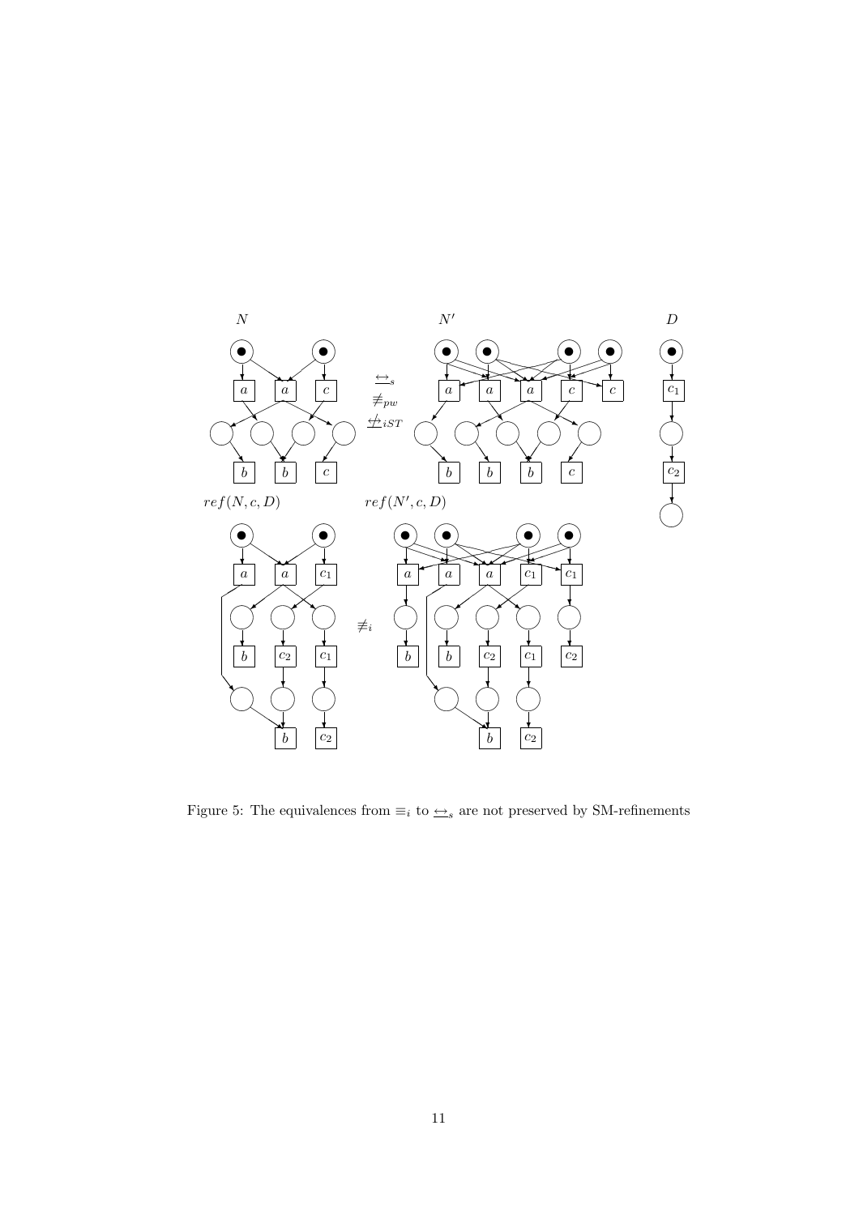Figure 5: The equivalences from $\equiv_i$ to $\underline{\leftrightarrow}_s$ are not preserved by SM-refinements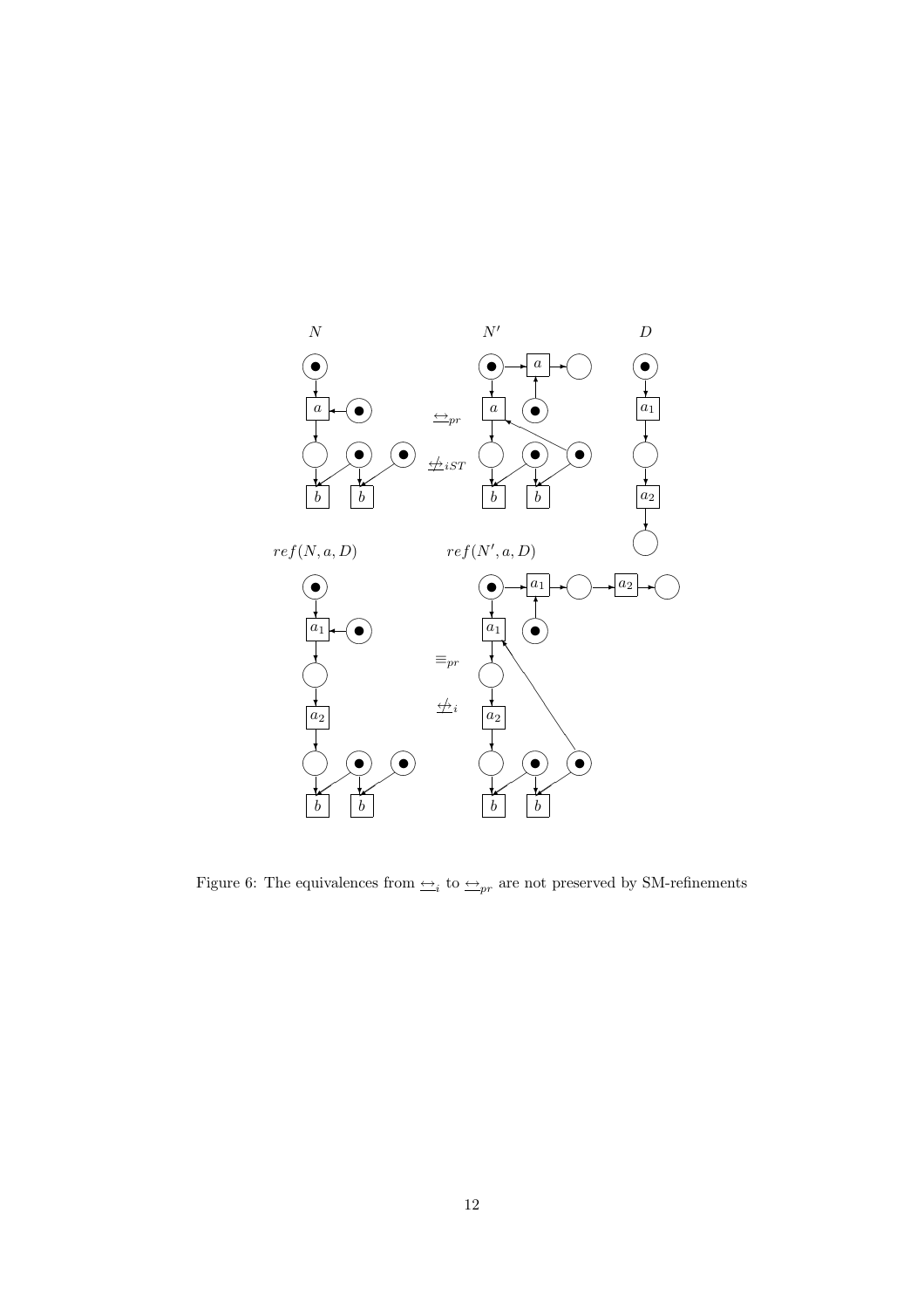Figure 6: The equivalences from $\underline{\leftrightarrow}_i$ to $\underline{\leftrightarrow}_{pr}$ are not preserved by SM-refinements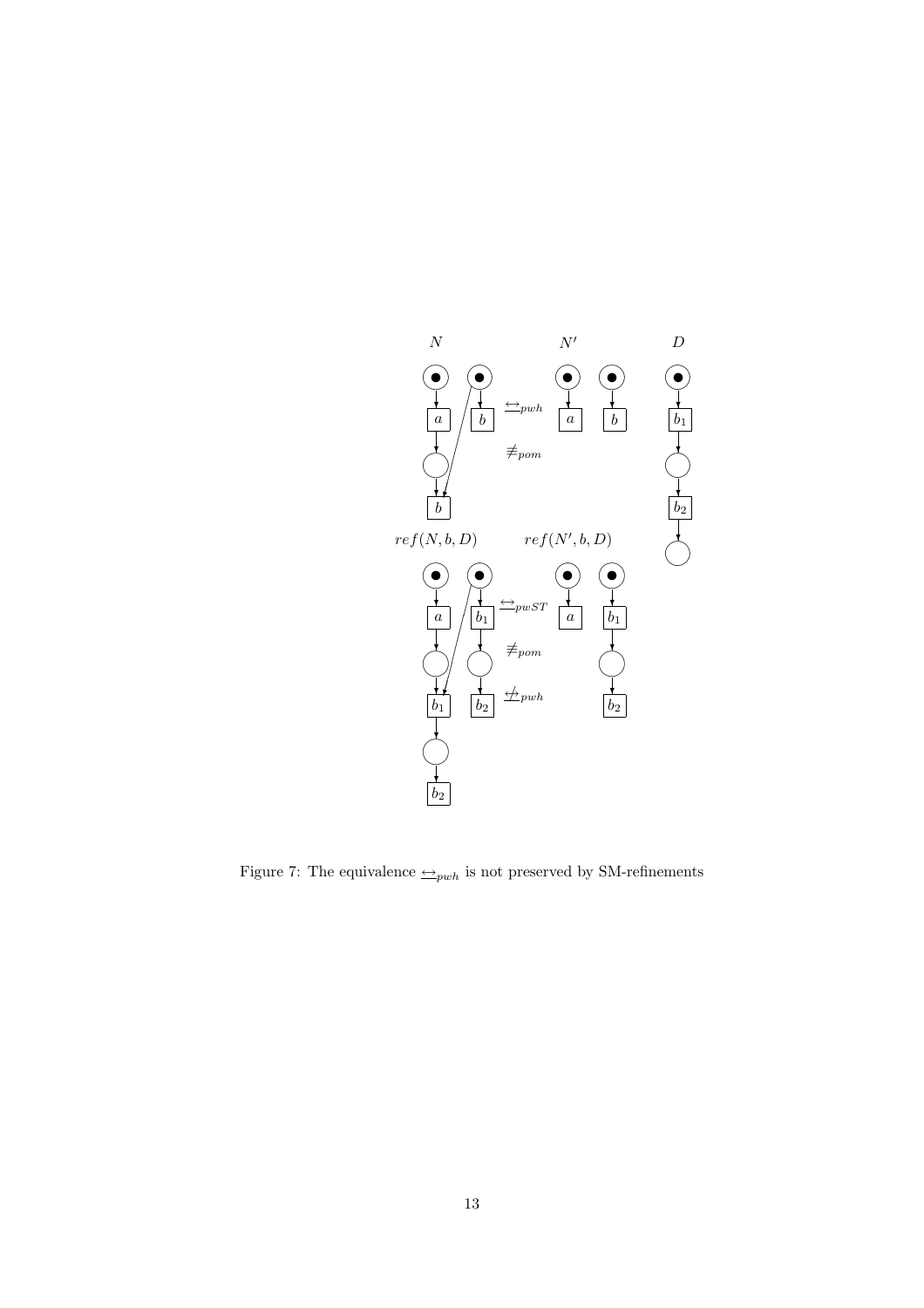Figure 7: The equivalence $\underline{\leftrightarrow}_{pwh}$ is not preserved by SM-refinements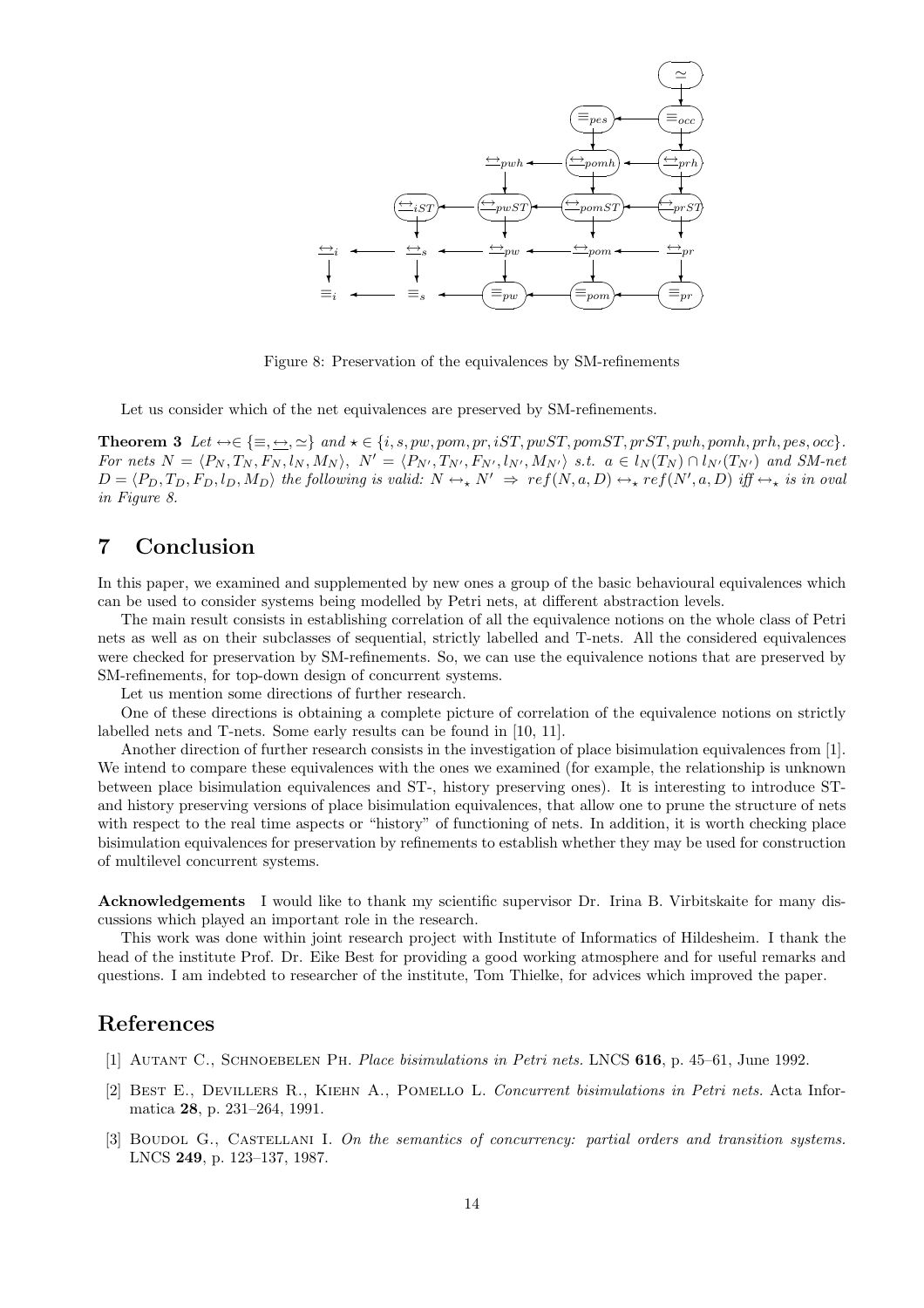Figure 8: Preservation of the equivalences by SM-refinements

Let us consider which of the net equivalences are preserved by SM-refinements.

**Theorem 3** *Let* $\leftrightarrow \in \{\equiv, \underline{\leftrightarrow}, \simeq\}$ *and* $\star \in \{i, s, pw, pom, pr, iST, pwST, pomST, prST, pwh, pomh, prh, pes, occ\}$. *For nets* $N = \langle P_N, T_N, F_N, l_N, M_N\rangle$, $N' = \langle P_{N'}, T_{N'}, F_{N'}, l_{N'}, M_{N'}\rangle$ *s.t.* $a \in l_N(T_N) \cap l_{N'}(T_{N'})$ *and SM-net* $D = \langle P_D, T_D, F_D, l_D, M_D\rangle$ *the following is valid:* $N \leftrightarrow_\star N' \Rightarrow ref(N, a, D) \leftrightarrow_\star ref(N', a, D)$ *iff* $\leftrightarrow_\star$ *is in oval in Figure 8.*

# 7 Conclusion

In this paper, we examined and supplemented by new ones a group of the basic behavioural equivalences which can be used to consider systems being modelled by Petri nets, at different abstraction levels.

The main result consists in establishing correlation of all the equivalence notions on the whole class of Petri nets as well as on their subclasses of sequential, strictly labelled and T-nets. All the considered equivalences were checked for preservation by SM-refinements. So, we can use the equivalence notions that are preserved by SM-refinements, for top-down design of concurrent systems.

Let us mention some directions of further research.

One of these directions is obtaining a complete picture of correlation of the equivalence notions on strictly labelled nets and T-nets. Some early results can be found in [10, 11].

Another direction of further research consists in the investigation of place bisimulation equivalences from [1]. We intend to compare these equivalences with the ones we examined (for example, the relationship is unknown between place bisimulation equivalences and ST-, history preserving ones). It is interesting to introduce ST- and history preserving versions of place bisimulation equivalences, that allow one to prune the structure of nets with respect to the real time aspects or "history" of functioning of nets. In addition, it is worth checking place bisimulation equivalences for preservation by refinements to establish whether they may be used for construction of multilevel concurrent systems.

**Acknowledgements** I would like to thank my scientific supervisor Dr. Irina B. Virbitskaite for many discussions which played an important role in the research.

This work was done within joint research project with Institute of Informatics of Hildesheim. I thank the head of the institute Prof. Dr. Eike Best for providing a good working atmosphere and for useful remarks and questions. I am indebted to researcher of the institute, Tom Thielke, for advices which improved the paper.

# References

[1] Autant C., Schnoebelen Ph. *Place bisimulations in Petri nets.* LNCS **616**, p. 45–61, June 1992.

[2] Best E., Devillers R., Kiehn A., Pomello L. *Concurrent bisimulations in Petri nets.* Acta Informatica **28**, p. 231–264, 1991.

[3] Boudol G., Castellani I. *On the semantics of concurrency: partial orders and transition systems.* LNCS **249**, p. 123–137, 1987.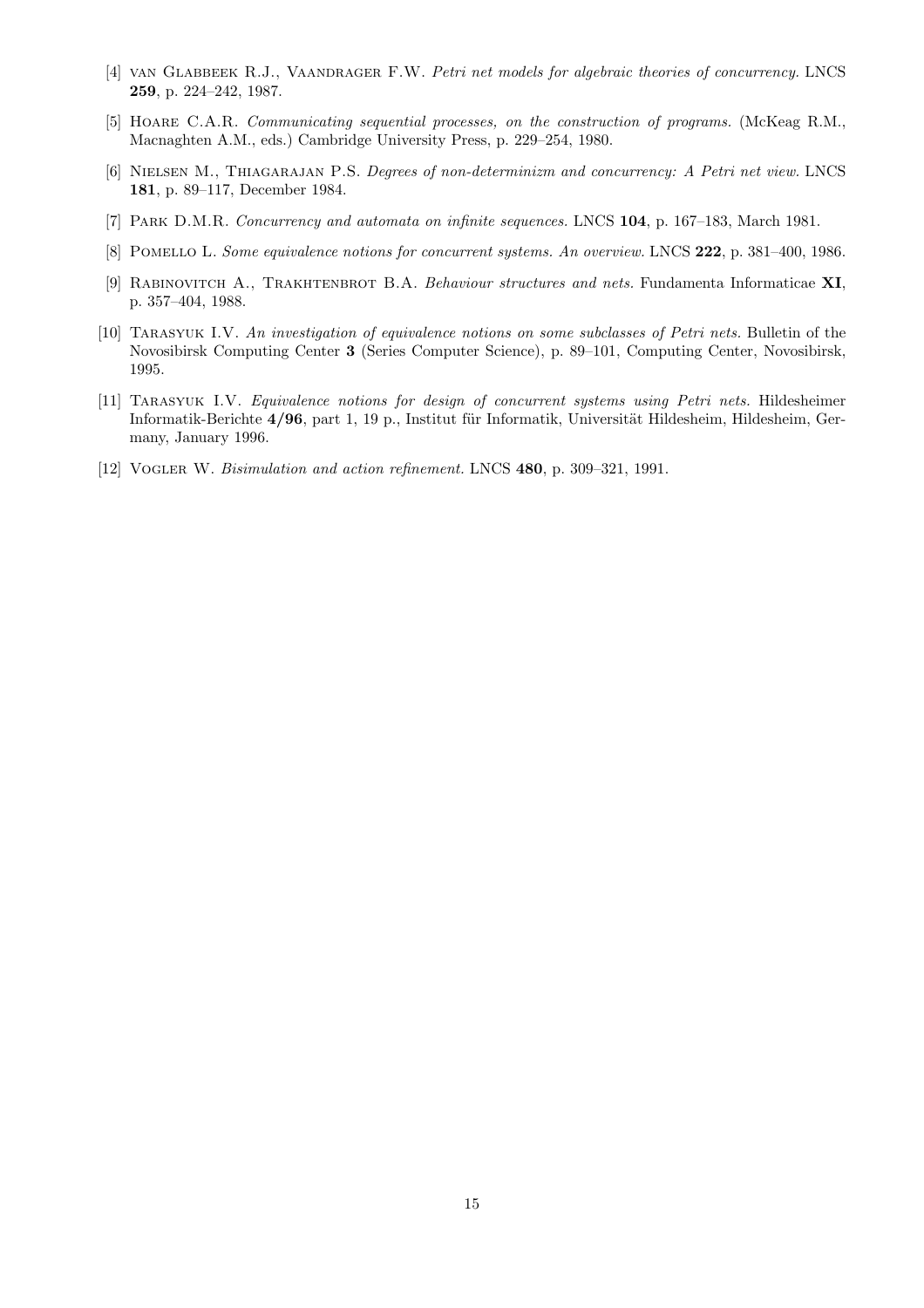[4] van Glabbeek R.J., Vaandrager F.W. *Petri net models for algebraic theories of concurrency.* LNCS **259**, p. 224–242, 1987.

[5] Hoare C.A.R. *Communicating sequential processes, on the construction of programs.* (McKeag R.M., Macnaghten A.M., eds.) Cambridge University Press, p. 229–254, 1980.

[6] Nielsen M., Thiagarajan P.S. *Degrees of non-determinizm and concurrency: A Petri net view.* LNCS **181**, p. 89–117, December 1984.

[7] Park D.M.R. *Concurrency and automata on infinite sequences.* LNCS **104**, p. 167–183, March 1981.

[8] Pomello L. *Some equivalence notions for concurrent systems. An overview.* LNCS **222**, p. 381–400, 1986.

[9] Rabinovitch A., Trakhtenbrot B.A. *Behaviour structures and nets.* Fundamenta Informaticae **XI**, p. 357–404, 1988.

[10] Tarasyuk I.V. *An investigation of equivalence notions on some subclasses of Petri nets.* Bulletin of the Novosibirsk Computing Center **3** (Series Computer Science), p. 89–101, Computing Center, Novosibirsk, 1995.

[11] Tarasyuk I.V. *Equivalence notions for design of concurrent systems using Petri nets.* Hildesheimer Informatik-Berichte **4/96**, part 1, 19 p., Institut für Informatik, Universität Hildesheim, Hildesheim, Germany, January 1996.

[12] Vogler W. *Bisimulation and action refinement.* LNCS **480**, p. 309–321, 1991.